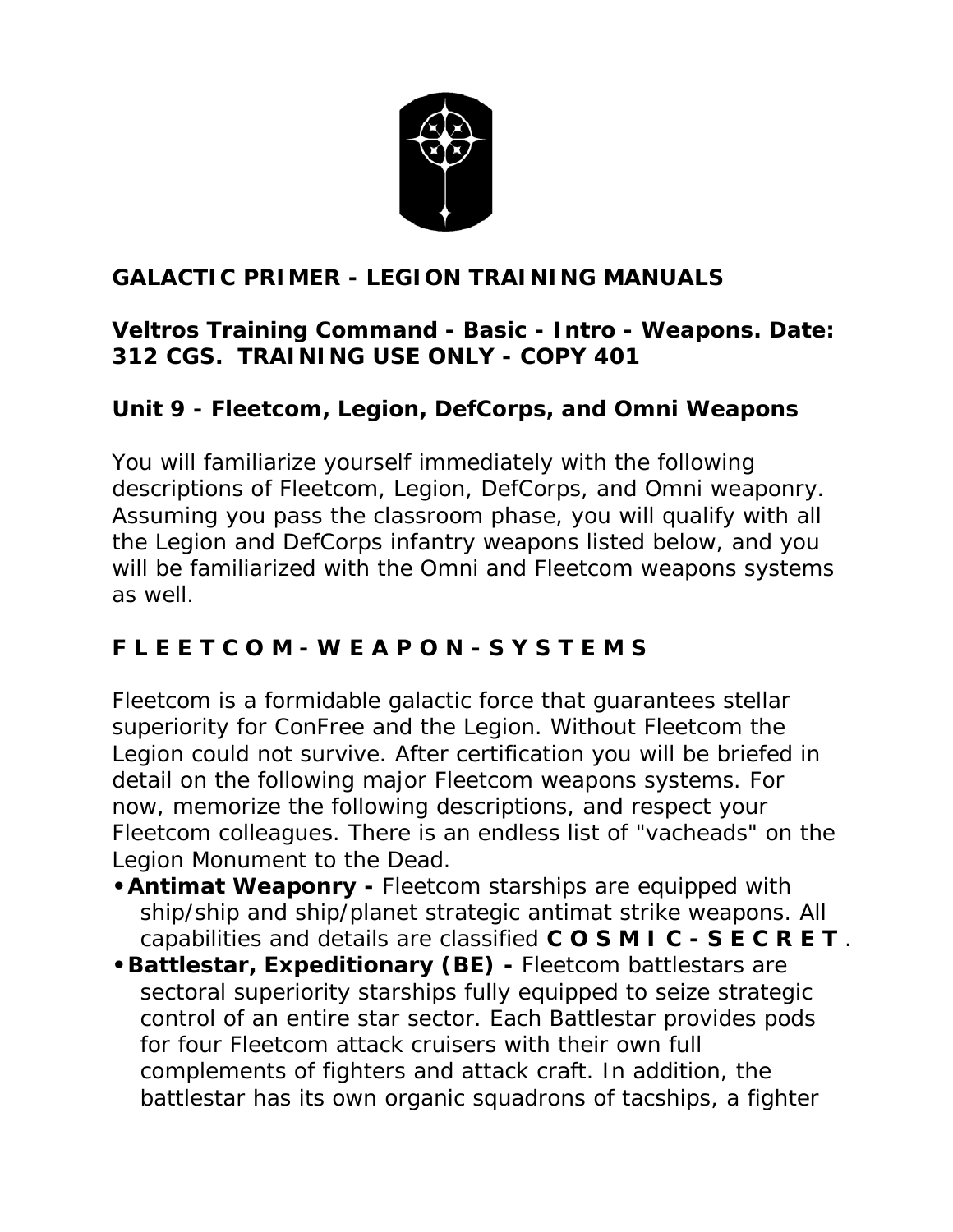**GALACTIC PRIMER - LEGION TRAINING MANUALS**

**Veltros Training Command - Basic - Intro - Weapons. Date: 312 CGS. TRAINING USE ONLY - COPY 401**

**Unit 9 - Fleetcom, Legion, DefCorps, and Omni Weapons**

You will familiarize yourself immediately with the following descriptions of Fleetcom, Legion, DefCorps, and Omni weaponry. Assuming you pass the classroom phase, you will qualify with all the Legion and DefCorps infantry weapons listed below, and you will be familiarized with the Omni and Fleetcom weapons systems as well.

**F L E E T C O M - W E A P O N - S Y S T E M S**

Fleetcom is a formidable galactic force that guarantees stellar superiority for ConFree and the Legion. Without Fleetcom the Legion could not survive. After certification you will be briefed in detail on the following major Fleetcom weapons systems. For now, memorize the following descriptions, and respect your Fleetcom colleagues. There is an endless list of "vacheads" on the Legion Monument to the Dead.

- **Antimat Weaponry -** Fleetcom starships are equipped with ship/ship and ship/planet strategic antimat strike weapons. All capabilities and details are classified **C O S M I C - S E C R E T**.
- **Battlestar, Expeditionary (BE) -** Fleetcom battlestars are sectoral superiority starships fully equipped to seize strategic control of an entire star sector. Each Battlestar provides pods for four Fleetcom attack cruisers with their own full complements of fighters and attack craft. In addition, the battlestar has its own organic squadrons of tacships, a fighter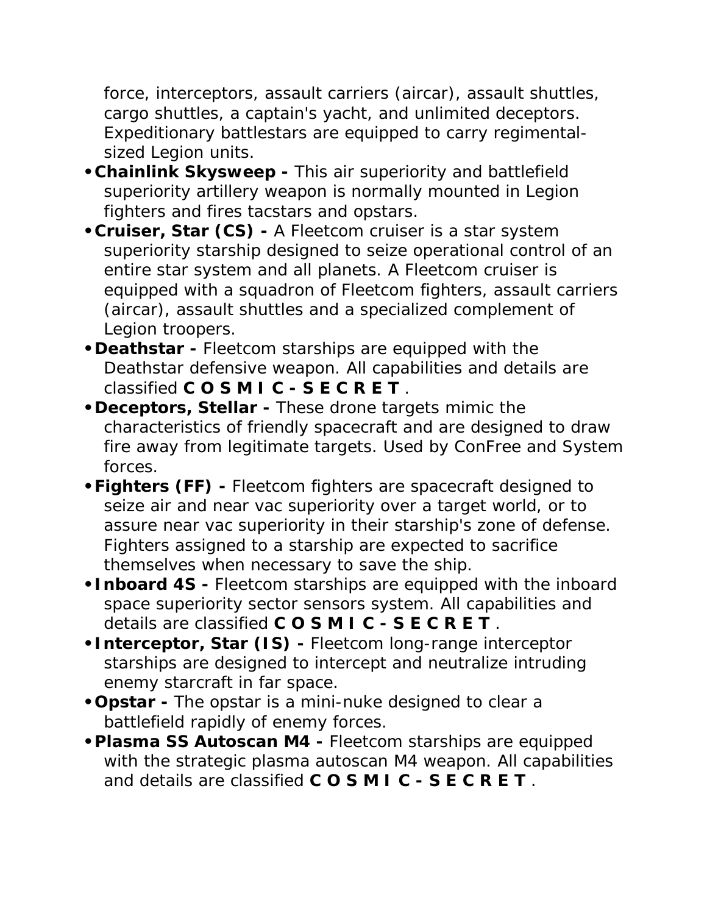force, interceptors, assault carriers (aircar), assault shuttles, cargo shuttles, a captain's yacht, and unlimited deceptors. Expeditionary battlestars are equipped to carry regimental-sized Legion units.

- **Chainlink Skysweep -** This air superiority and battlefield superiority artillery weapon is normally mounted in Legion fighters and fires tacstars and opstars.
- **Cruiser, Star (CS) -** A Fleetcom cruiser is a star system superiority starship designed to seize operational control of an entire star system and all planets. A Fleetcom cruiser is equipped with a squadron of Fleetcom fighters, assault carriers (aircar), assault shuttles and a specialized complement of Legion troopers.
- **Deathstar -** Fleetcom starships are equipped with the Deathstar defensive weapon. All capabilities and details are classified **C O S M I C - S E C R E T** .
- **Deceptors, Stellar -** These drone targets mimic the characteristics of friendly spacecraft and are designed to draw fire away from legitimate targets. Used by ConFree and System forces.
- **Fighters (FF) -** Fleetcom fighters are spacecraft designed to seize air and near vac superiority over a target world, or to assure near vac superiority in their starship's zone of defense. Fighters assigned to a starship are expected to sacrifice themselves when necessary to save the ship.
- **Inboard 4S -** Fleetcom starships are equipped with the inboard space superiority sector sensors system. All capabilities and details are classified **C O S M I C - S E C R E T** .
- **Interceptor, Star (IS) -** Fleetcom long-range interceptor starships are designed to intercept and neutralize intruding enemy starcraft in far space.
- **Opstar -** The opstar is a mini-nuke designed to clear a battlefield rapidly of enemy forces.
- **Plasma SS Autoscan M4 -** Fleetcom starships are equipped with the strategic plasma autoscan M4 weapon. All capabilities and details are classified **C O S M I C - S E C R E T** .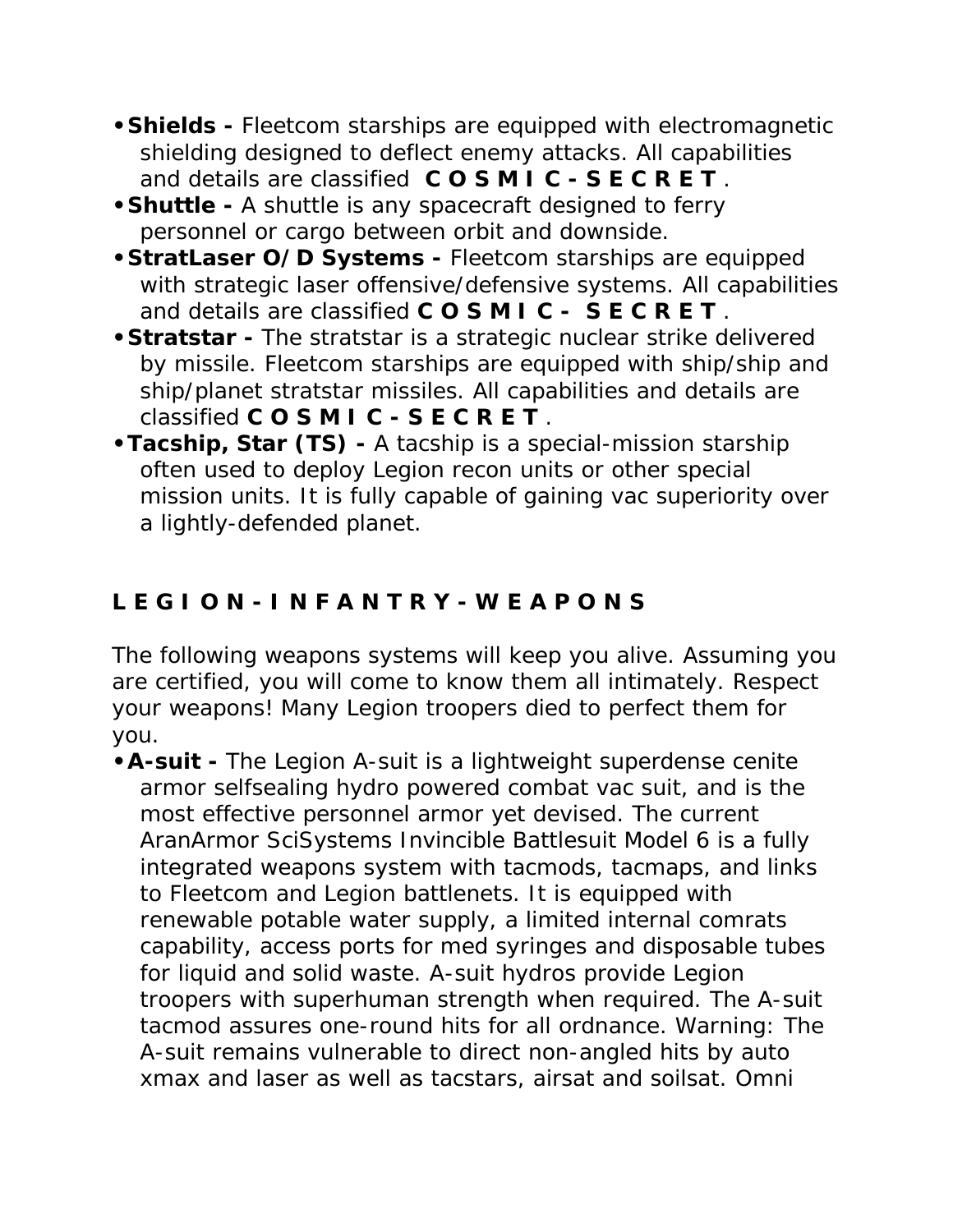- **Shields -** Fleetcom starships are equipped with electromagnetic shielding designed to deflect enemy attacks. All capabilities and details are classified **C O S M I C - S E C R E T**.
- **Shuttle -** A shuttle is any spacecraft designed to ferry personnel or cargo between orbit and downside.
- **StratLaser O/D Systems -** Fleetcom starships are equipped with strategic laser offensive/defensive systems. All capabilities and details are classified **C O S M I C - S E C R E T**.
- **Stratstar -** The stratstar is a strategic nuclear strike delivered by missile. Fleetcom starships are equipped with ship/ship and ship/planet stratstar missiles. All capabilities and details are classified **C O S M I C - S E C R E T**.
- **Tacship, Star (TS) -** A tacship is a special-mission starship often used to deploy Legion recon units or other special mission units. It is fully capable of gaining vac superiority over a lightly-defended planet.

## L E G I O N - I N F A N T R Y - W E A P O N S

The following weapons systems will keep you alive. Assuming you are certified, you will come to know them all intimately. Respect your weapons! Many Legion troopers died to perfect them for you.

- **A-suit -** The Legion A-suit is a lightweight superdense cenite armor selfsealing hydro powered combat vac suit, and is the most effective personnel armor yet devised. The current AranArmor SciSystems Invincible Battlesuit Model 6 is a fully integrated weapons system with tacmods, tacmaps, and links to Fleetcom and Legion battlenets. It is equipped with renewable potable water supply, a limited internal comrats capability, access ports for med syringes and disposable tubes for liquid and solid waste. A-suit hydros provide Legion troopers with superhuman strength when required. The A-suit tacmod assures one-round hits for all ordnance. Warning: The A-suit remains vulnerable to direct non-angled hits by auto xmax and laser as well as tacstars, airsat and soilsat. Omni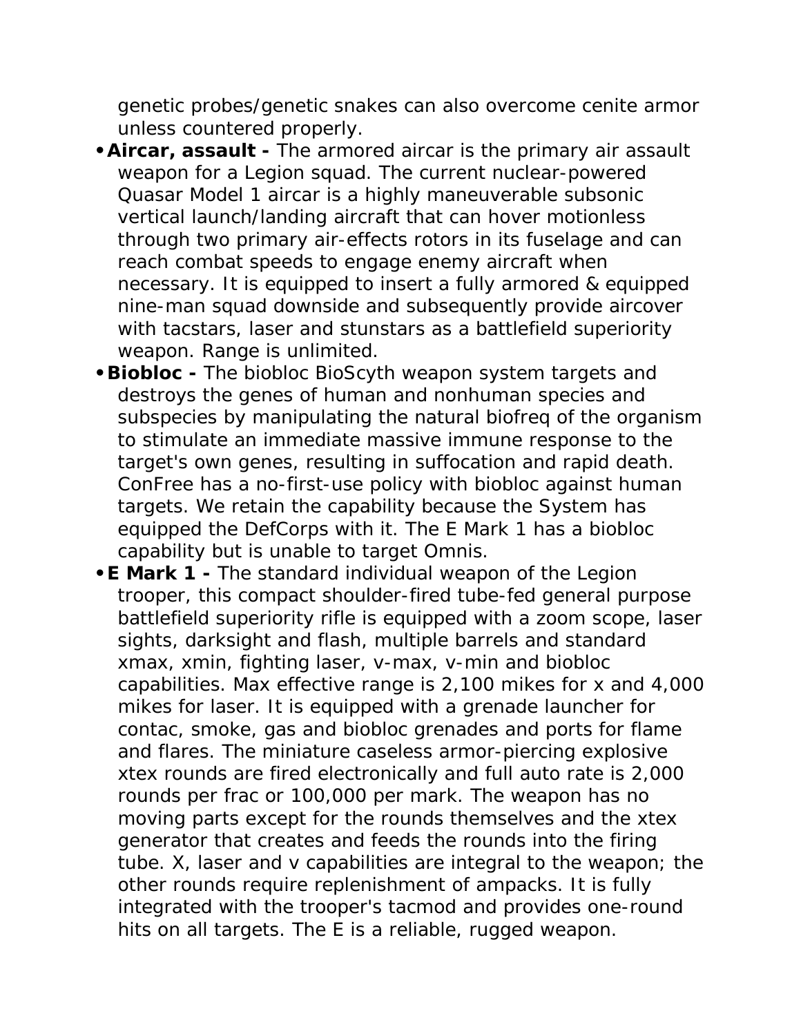genetic probes/genetic snakes can also overcome cenite armor unless countered properly.

- **Aircar, assault -** The armored aircar is the primary air assault weapon for a Legion squad. The current nuclear-powered Quasar Model 1 aircar is a highly maneuverable subsonic vertical launch/landing aircraft that can hover motionless through two primary air-effects rotors in its fuselage and can reach combat speeds to engage enemy aircraft when necessary. It is equipped to insert a fully armored & equipped nine-man squad downside and subsequently provide aircover with tacstars, laser and stunstars as a battlefield superiority weapon. Range is unlimited.
- **Biobloc -** The biobloc BioScyth weapon system targets and destroys the genes of human and nonhuman species and subspecies by manipulating the natural biofreq of the organism to stimulate an immediate massive immune response to the target's own genes, resulting in suffocation and rapid death. ConFree has a no-first-use policy with biobloc against human targets. We retain the capability because the System has equipped the DefCorps with it. The E Mark 1 has a biobloc capability but is unable to target Omnis.
- **E Mark 1 -** The standard individual weapon of the Legion trooper, this compact shoulder-fired tube-fed general purpose battlefield superiority rifle is equipped with a zoom scope, laser sights, darksight and flash, multiple barrels and standard xmax, xmin, fighting laser, v-max, v-min and biobloc capabilities. Max effective range is 2,100 mikes for x and 4,000 mikes for laser. It is equipped with a grenade launcher for contac, smoke, gas and biobloc grenades and ports for flame and flares. The miniature caseless armor-piercing explosive xtex rounds are fired electronically and full auto rate is 2,000 rounds per frac or 100,000 per mark. The weapon has no moving parts except for the rounds themselves and the xtex generator that creates and feeds the rounds into the firing tube. X, laser and v capabilities are integral to the weapon; the other rounds require replenishment of ampacks. It is fully integrated with the trooper's tacmod and provides one-round hits on all targets. The E is a reliable, rugged weapon.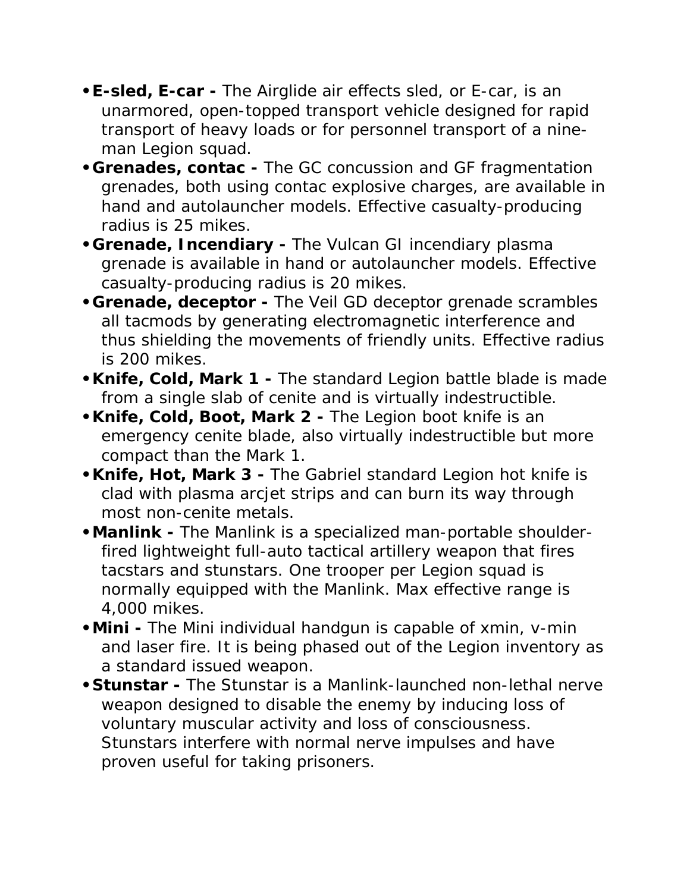- **E-sled, E-car -** The Airglide air effects sled, or E-car, is an unarmored, open-topped transport vehicle designed for rapid transport of heavy loads or for personnel transport of a nine-man Legion squad.
- **Grenades, contac -** The GC concussion and GF fragmentation grenades, both using contac explosive charges, are available in hand and autolauncher models. Effective casualty-producing radius is 25 mikes.
- **Grenade, Incendiary -** The Vulcan GI incendiary plasma grenade is available in hand or autolauncher models. Effective casualty-producing radius is 20 mikes.
- **Grenade, deceptor -** The Veil GD deceptor grenade scrambles all tacmods by generating electromagnetic interference and thus shielding the movements of friendly units. Effective radius is 200 mikes.
- **Knife, Cold, Mark 1 -** The standard Legion battle blade is made from a single slab of cenite and is virtually indestructible.
- **Knife, Cold, Boot, Mark 2 -** The Legion boot knife is an emergency cenite blade, also virtually indestructible but more compact than the Mark 1.
- **Knife, Hot, Mark 3 -** The Gabriel standard Legion hot knife is clad with plasma arcjet strips and can burn its way through most non-cenite metals.
- **Manlink -** The Manlink is a specialized man-portable shoulder-fired lightweight full-auto tactical artillery weapon that fires tacstars and stunstars. One trooper per Legion squad is normally equipped with the Manlink. Max effective range is 4,000 mikes.
- **Mini -** The Mini individual handgun is capable of xmin, v-min and laser fire. It is being phased out of the Legion inventory as a standard issued weapon.
- **Stunstar -** The Stunstar is a Manlink-launched non-lethal nerve weapon designed to disable the enemy by inducing loss of voluntary muscular activity and loss of consciousness. Stunstars interfere with normal nerve impulses and have proven useful for taking prisoners.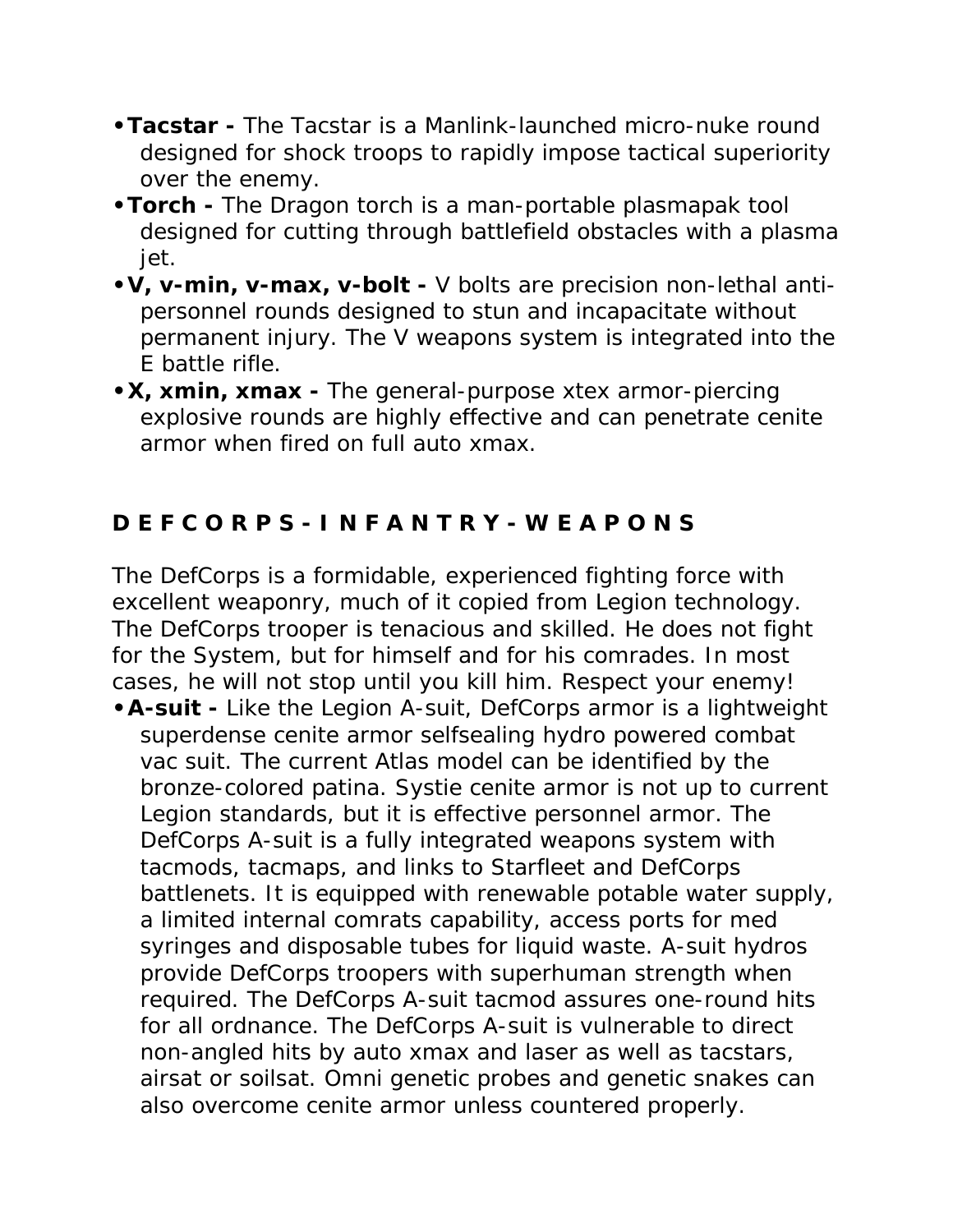- **Tacstar -** The Tacstar is a Manlink-launched micro-nuke round designed for shock troops to rapidly impose tactical superiority over the enemy.
- **Torch -** The Dragon torch is a man-portable plasmapak tool designed for cutting through battlefield obstacles with a plasma jet.
- **V, v-min, v-max, v-bolt -** V bolts are precision non-lethal anti-personnel rounds designed to stun and incapacitate without permanent injury. The V weapons system is integrated into the E battle rifle.
- **X, xmin, xmax -** The general-purpose xtex armor-piercing explosive rounds are highly effective and can penetrate cenite armor when fired on full auto xmax.

## D E F C O R P S - I N F A N T R Y - W E A P O N S

The DefCorps is a formidable, experienced fighting force with excellent weaponry, much of it copied from Legion technology. The DefCorps trooper is tenacious and skilled. He does not fight for the System, but for himself and for his comrades. In most cases, he will not stop until you kill him. Respect your enemy!

- **A-suit -** Like the Legion A-suit, DefCorps armor is a lightweight superdense cenite armor selfsealing hydro powered combat vac suit. The current Atlas model can be identified by the bronze-colored patina. Systie cenite armor is not up to current Legion standards, but it is effective personnel armor. The DefCorps A-suit is a fully integrated weapons system with tacmods, tacmaps, and links to Starfleet and DefCorps battlenets. It is equipped with renewable potable water supply, a limited internal comrats capability, access ports for med syringes and disposable tubes for liquid waste. A-suit hydros provide DefCorps troopers with superhuman strength when required. The DefCorps A-suit tacmod assures one-round hits for all ordnance. The DefCorps A-suit is vulnerable to direct non-angled hits by auto xmax and laser as well as tacstars, airsat or soilsat. Omni genetic probes and genetic snakes can also overcome cenite armor unless countered properly.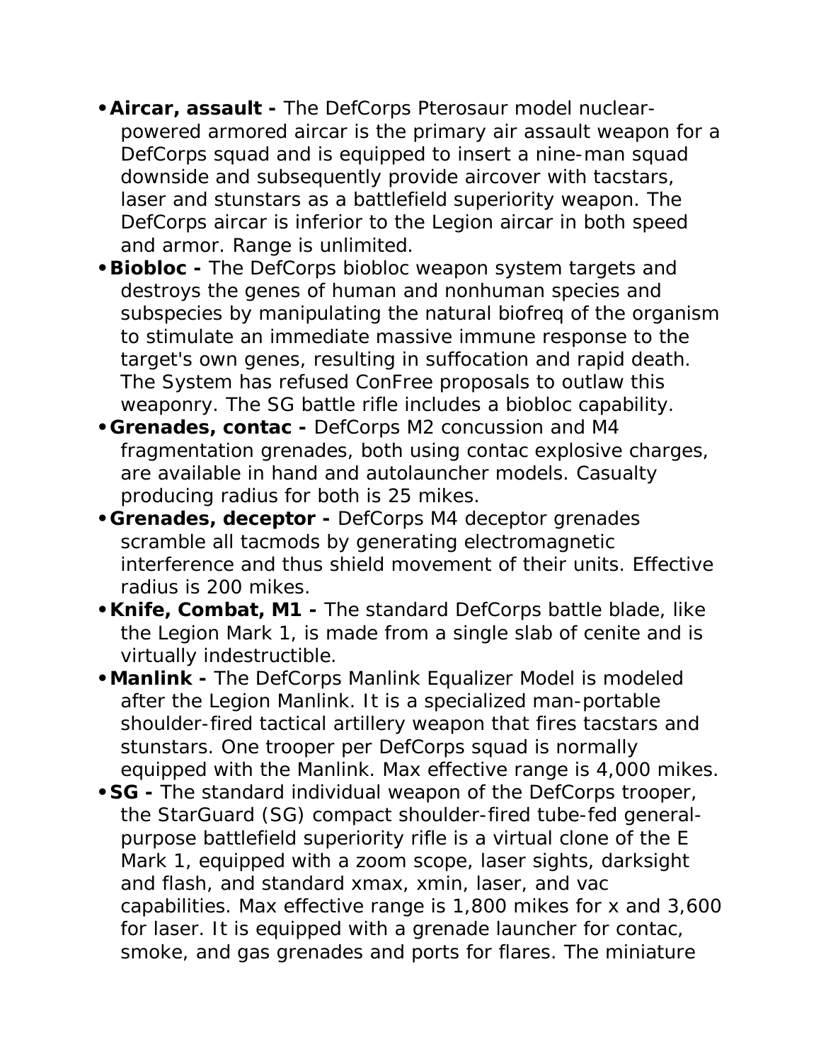- **Aircar, assault -** The DefCorps Pterosaur model nuclear-powered armored aircar is the primary air assault weapon for a DefCorps squad and is equipped to insert a nine-man squad downside and subsequently provide aircover with tacstars, laser and stunstars as a battlefield superiority weapon. The DefCorps aircar is inferior to the Legion aircar in both speed and armor. Range is unlimited.
- **Biobloc -** The DefCorps biobloc weapon system targets and destroys the genes of human and nonhuman species and subspecies by manipulating the natural biofreq of the organism to stimulate an immediate massive immune response to the target's own genes, resulting in suffocation and rapid death. The System has refused ConFree proposals to outlaw this weaponry. The SG battle rifle includes a biobloc capability.
- **Grenades, contac -** DefCorps M2 concussion and M4 fragmentation grenades, both using contac explosive charges, are available in hand and autolauncher models. Casualty producing radius for both is 25 mikes.
- **Grenades, deceptor -** DefCorps M4 deceptor grenades scramble all tacmods by generating electromagnetic interference and thus shield movement of their units. Effective radius is 200 mikes.
- **Knife, Combat, M1 -** The standard DefCorps battle blade, like the Legion Mark 1, is made from a single slab of cenite and is virtually indestructible.
- **Manlink -** The DefCorps Manlink Equalizer Model is modeled after the Legion Manlink. It is a specialized man-portable shoulder-fired tactical artillery weapon that fires tacstars and stunstars. One trooper per DefCorps squad is normally equipped with the Manlink. Max effective range is 4,000 mikes.
- **SG -** The standard individual weapon of the DefCorps trooper, the StarGuard (SG) compact shoulder-fired tube-fed general-purpose battlefield superiority rifle is a virtual clone of the E Mark 1, equipped with a zoom scope, laser sights, darksight and flash, and standard xmax, xmin, laser, and vac capabilities. Max effective range is 1,800 mikes for x and 3,600 for laser. It is equipped with a grenade launcher for contac, smoke, and gas grenades and ports for flares. The miniature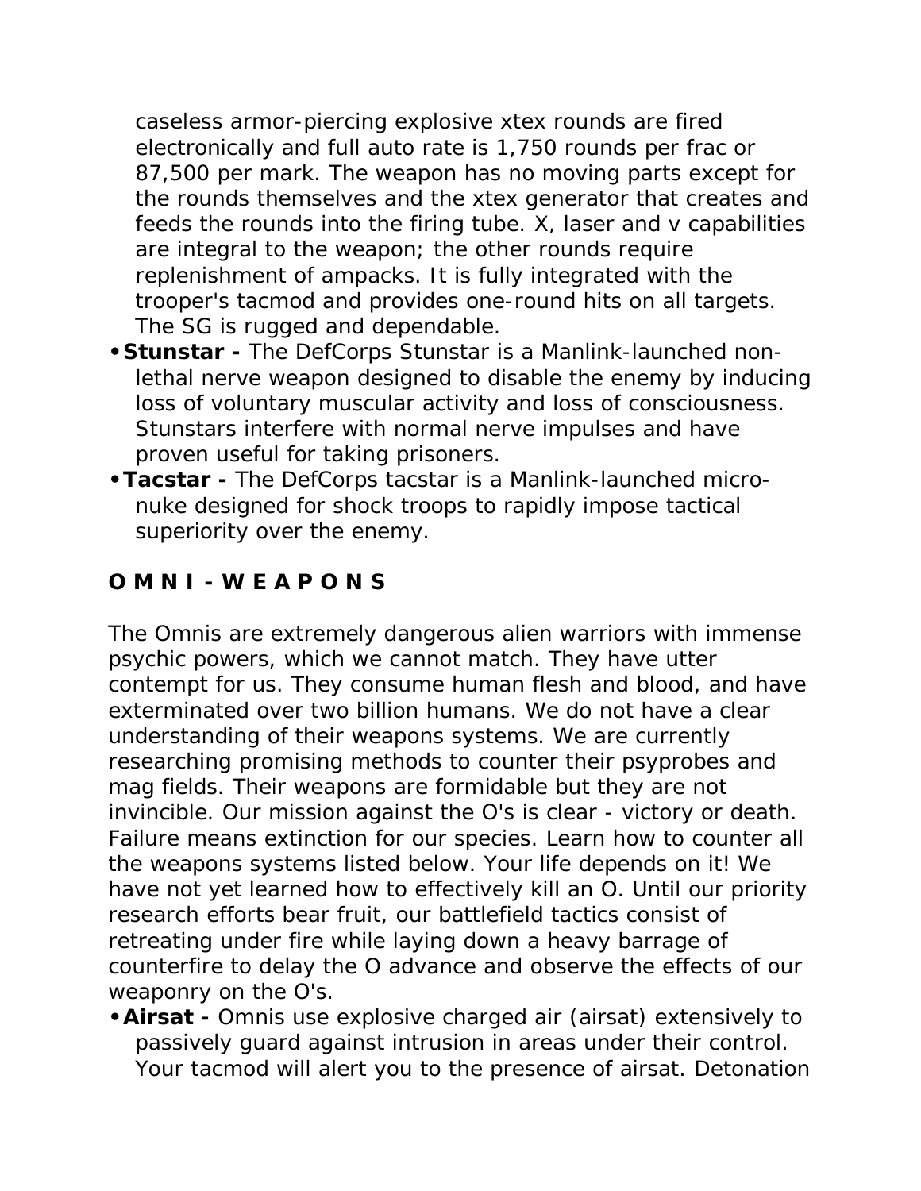caseless armor-piercing explosive xtex rounds are fired electronically and full auto rate is 1,750 rounds per frac or 87,500 per mark. The weapon has no moving parts except for the rounds themselves and the xtex generator that creates and feeds the rounds into the firing tube. X, laser and v capabilities are integral to the weapon; the other rounds require replenishment of ampacks. It is fully integrated with the trooper's tacmod and provides one-round hits on all targets. The SG is rugged and dependable.

- **Stunstar -** The DefCorps Stunstar is a Manlink-launched non-lethal nerve weapon designed to disable the enemy by inducing loss of voluntary muscular activity and loss of consciousness. Stunstars interfere with normal nerve impulses and have proven useful for taking prisoners.
- **Tacstar -** The DefCorps tacstar is a Manlink-launched micro-nuke designed for shock troops to rapidly impose tactical superiority over the enemy.

## O M N I - W E A P O N S

The Omnis are extremely dangerous alien warriors with immense psychic powers, which we cannot match. They have utter contempt for us. They consume human flesh and blood, and have exterminated over two billion humans. We do not have a clear understanding of their weapons systems. We are currently researching promising methods to counter their psyprobes and mag fields. Their weapons are formidable but they are not invincible. Our mission against the O's is clear - victory or death. Failure means extinction for our species. Learn how to counter all the weapons systems listed below. Your life depends on it! We have not yet learned how to effectively kill an O. Until our priority research efforts bear fruit, our battlefield tactics consist of retreating under fire while laying down a heavy barrage of counterfire to delay the O advance and observe the effects of our weaponry on the O's.

- **Airsat -** Omnis use explosive charged air (airsat) extensively to passively guard against intrusion in areas under their control. Your tacmod will alert you to the presence of airsat. Detonation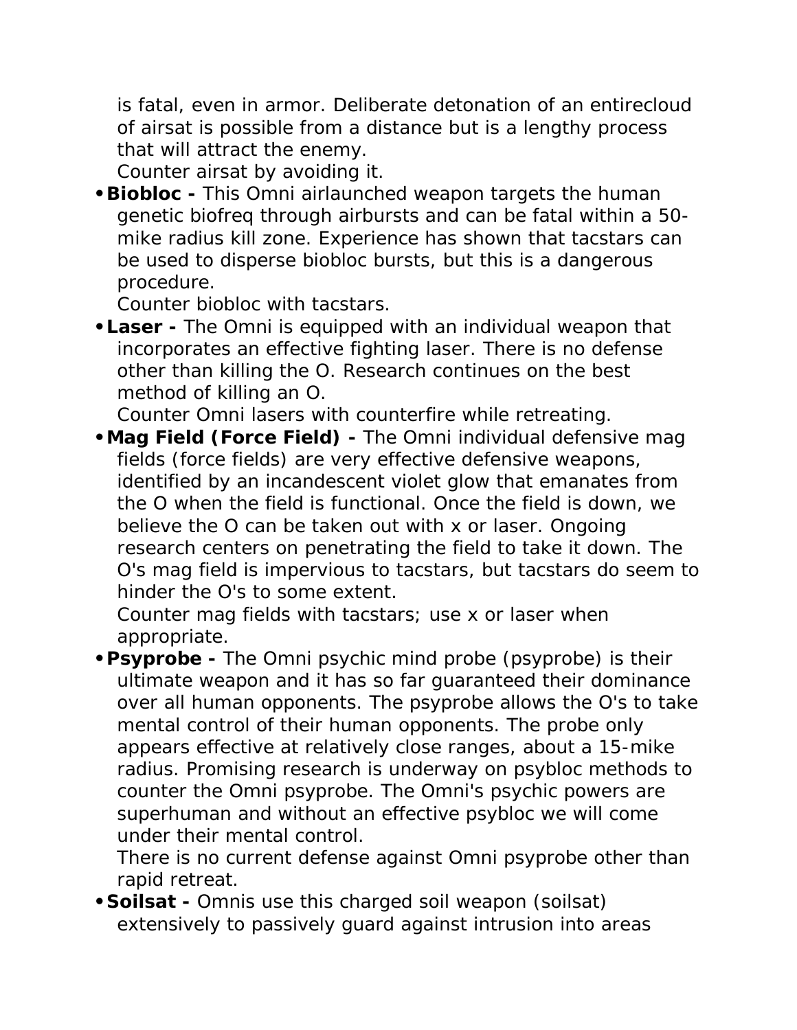is fatal, even in armor. Deliberate detonation of an entirecloud of airsat is possible from a distance but is a lengthy process that will attract the enemy.
Counter airsat by avoiding it.

- **Biobloc -** This Omni airlaunched weapon targets the human genetic biofreq through airbursts and can be fatal within a 50-mike radius kill zone. Experience has shown that tacstars can be used to disperse biobloc bursts, but this is a dangerous procedure.
  Counter biobloc with tacstars.
- **Laser -** The Omni is equipped with an individual weapon that incorporates an effective fighting laser. There is no defense other than killing the O. Research continues on the best method of killing an O.
  Counter Omni lasers with counterfire while retreating.
- **Mag Field (Force Field) -** The Omni individual defensive mag fields (force fields) are very effective defensive weapons, identified by an incandescent violet glow that emanates from the O when the field is functional. Once the field is down, we believe the O can be taken out with x or laser. Ongoing research centers on penetrating the field to take it down. The O's mag field is impervious to tacstars, but tacstars do seem to hinder the O's to some extent.
  Counter mag fields with tacstars; use x or laser when appropriate.
- **Psyprobe -** The Omni psychic mind probe (psyprobe) is their ultimate weapon and it has so far guaranteed their dominance over all human opponents. The psyprobe allows the O's to take mental control of their human opponents. The probe only appears effective at relatively close ranges, about a 15-mike radius. Promising research is underway on psybloc methods to counter the Omni psyprobe. The Omni's psychic powers are superhuman and without an effective psybloc we will come under their mental control.
  There is no current defense against Omni psyprobe other than rapid retreat.
- **Soilsat -** Omnis use this charged soil weapon (soilsat) extensively to passively guard against intrusion into areas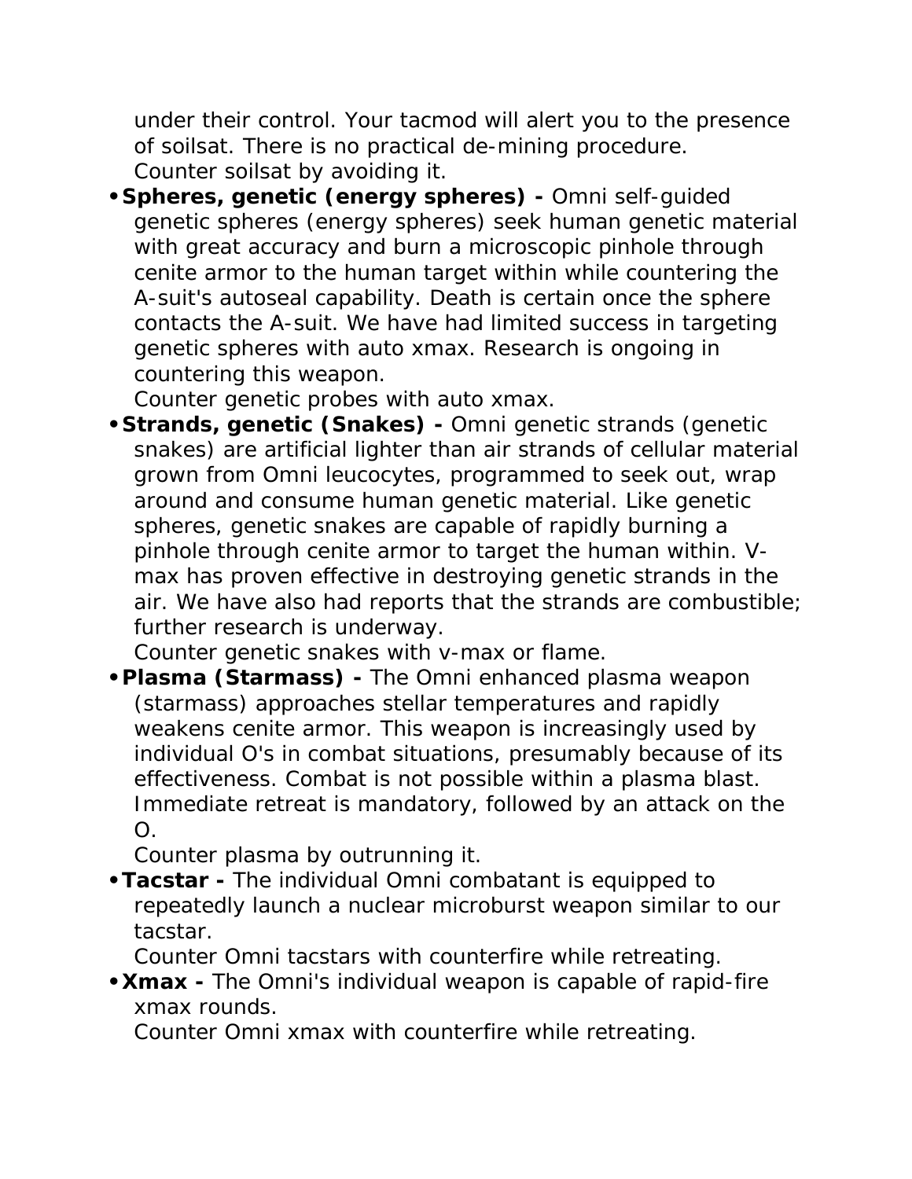under their control. Your tacmod will alert you to the presence of soilsat. There is no practical de-mining procedure.
Counter soilsat by avoiding it.

- **Spheres, genetic (energy spheres) -** Omni self-guided genetic spheres (energy spheres) seek human genetic material with great accuracy and burn a microscopic pinhole through cenite armor to the human target within while countering the A-suit's autoseal capability. Death is certain once the sphere contacts the A-suit. We have had limited success in targeting genetic spheres with auto xmax. Research is ongoing in countering this weapon.
  Counter genetic probes with auto xmax.
- **Strands, genetic (Snakes) -** Omni genetic strands (genetic snakes) are artificial lighter than air strands of cellular material grown from Omni leucocytes, programmed to seek out, wrap around and consume human genetic material. Like genetic spheres, genetic snakes are capable of rapidly burning a pinhole through cenite armor to target the human within. V-max has proven effective in destroying genetic strands in the air. We have also had reports that the strands are combustible; further research is underway.
  Counter genetic snakes with v-max or flame.
- **Plasma (Starmass) -** The Omni enhanced plasma weapon (starmass) approaches stellar temperatures and rapidly weakens cenite armor. This weapon is increasingly used by individual O's in combat situations, presumably because of its effectiveness. Combat is not possible within a plasma blast. Immediate retreat is mandatory, followed by an attack on the O.
  Counter plasma by outrunning it.
- **Tacstar -** The individual Omni combatant is equipped to repeatedly launch a nuclear microburst weapon similar to our tacstar.
  Counter Omni tacstars with counterfire while retreating.
- **Xmax -** The Omni's individual weapon is capable of rapid-fire xmax rounds.
  Counter Omni xmax with counterfire while retreating.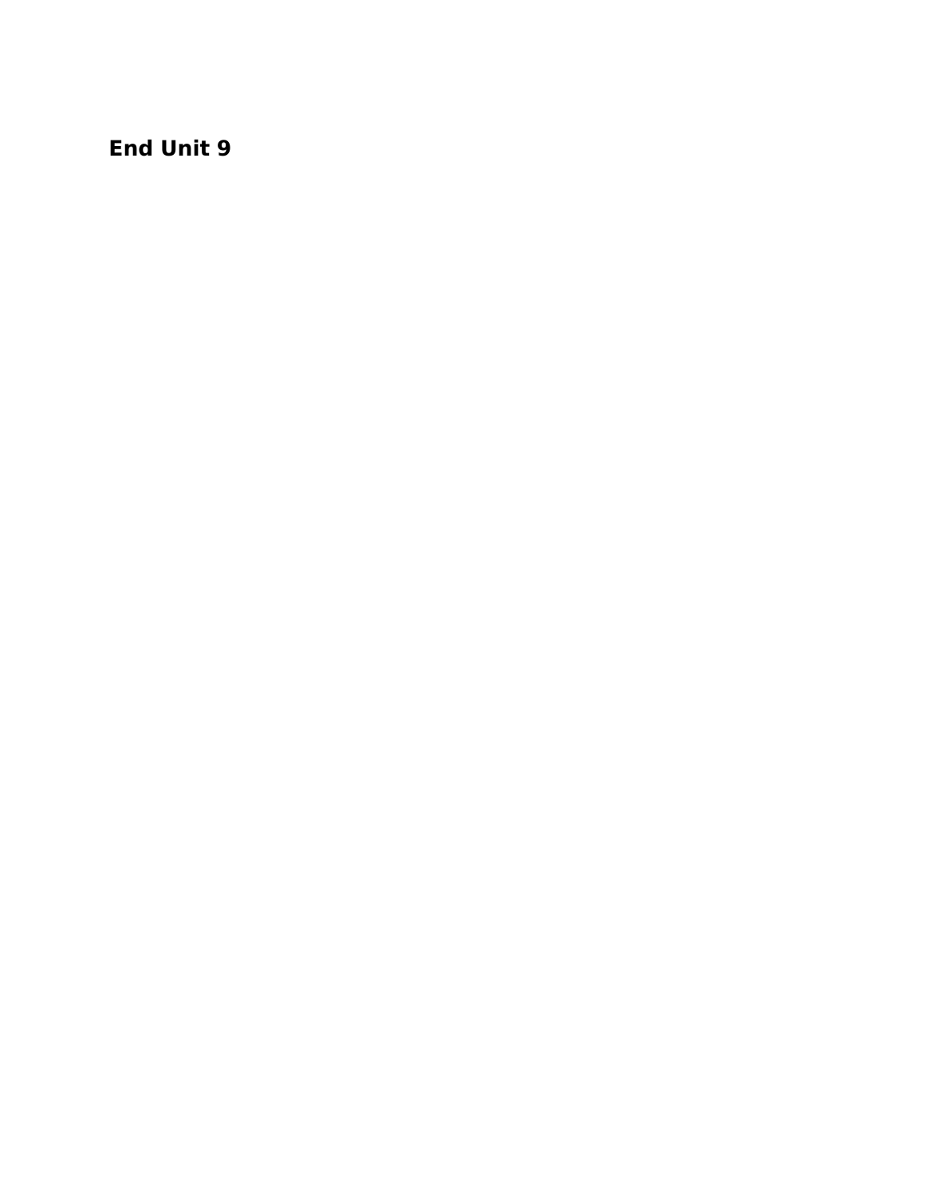**End Unit 9**